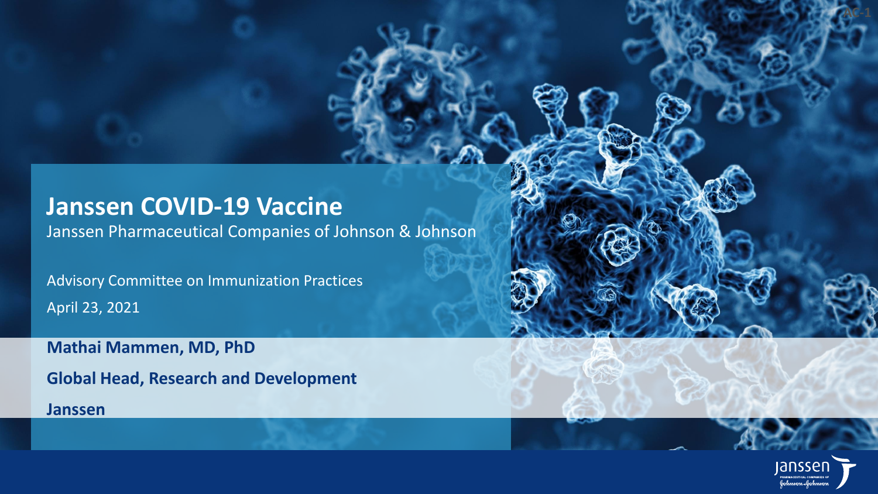# Janssen COVID-19 Vaccine

Janssen Pharmaceutical Companies of Johnson & Johnson

Advisory Committee on Immunization Practices

April 23, 2021

**Mathai Mammen, MD, PhD**

**Global Head, Research and Development**

**Janssen**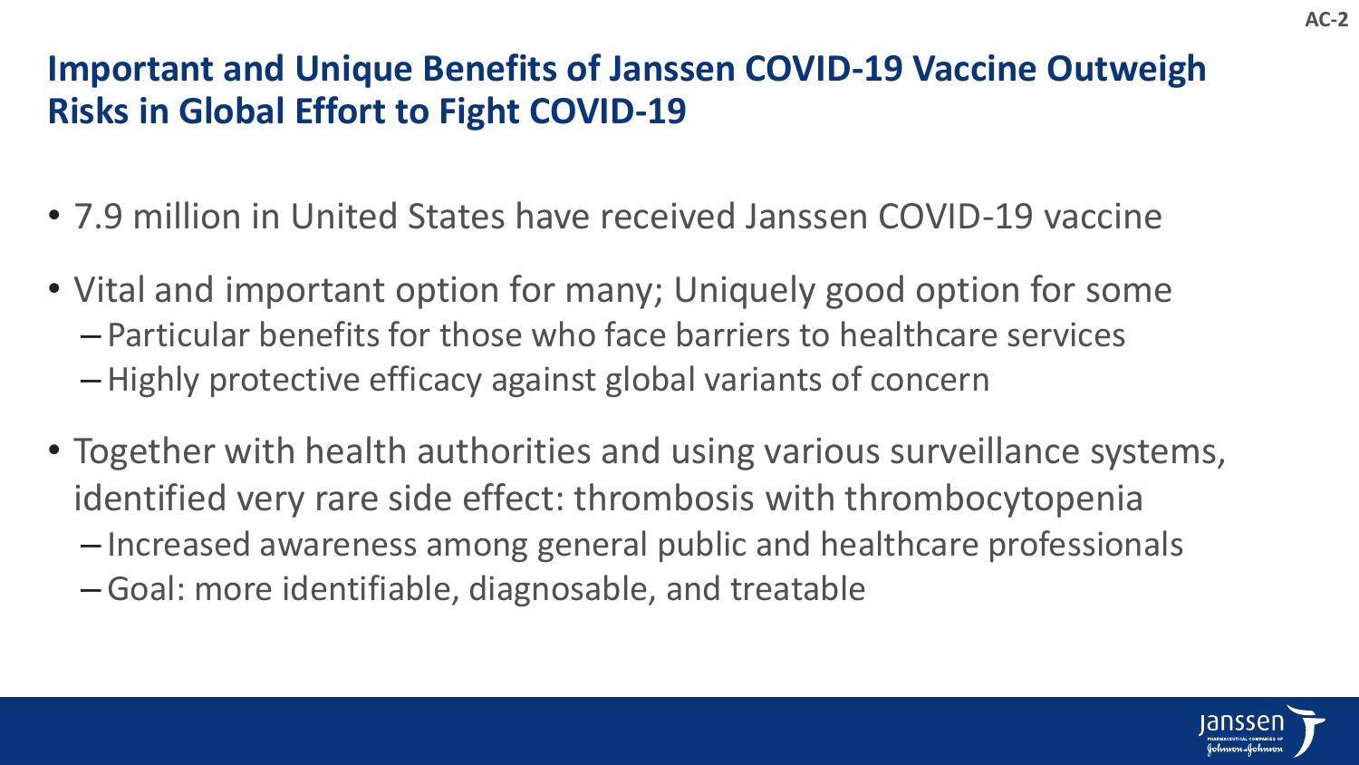# Important and Unique Benefits of Janssen COVID-19 Vaccine Outweigh Risks in Global Effort to Fight COVID-19

- 7.9 million in United States have received Janssen COVID-19 vaccine
- Vital and important option for many; Uniquely good option for some
  - Particular benefits for those who face barriers to healthcare services
  - Highly protective efficacy against global variants of concern
- Together with health authorities and using various surveillance systems, identified very rare side effect: thrombosis with thrombocytopenia
  - Increased awareness among general public and healthcare professionals
  - Goal: more identifiable, diagnosable, and treatable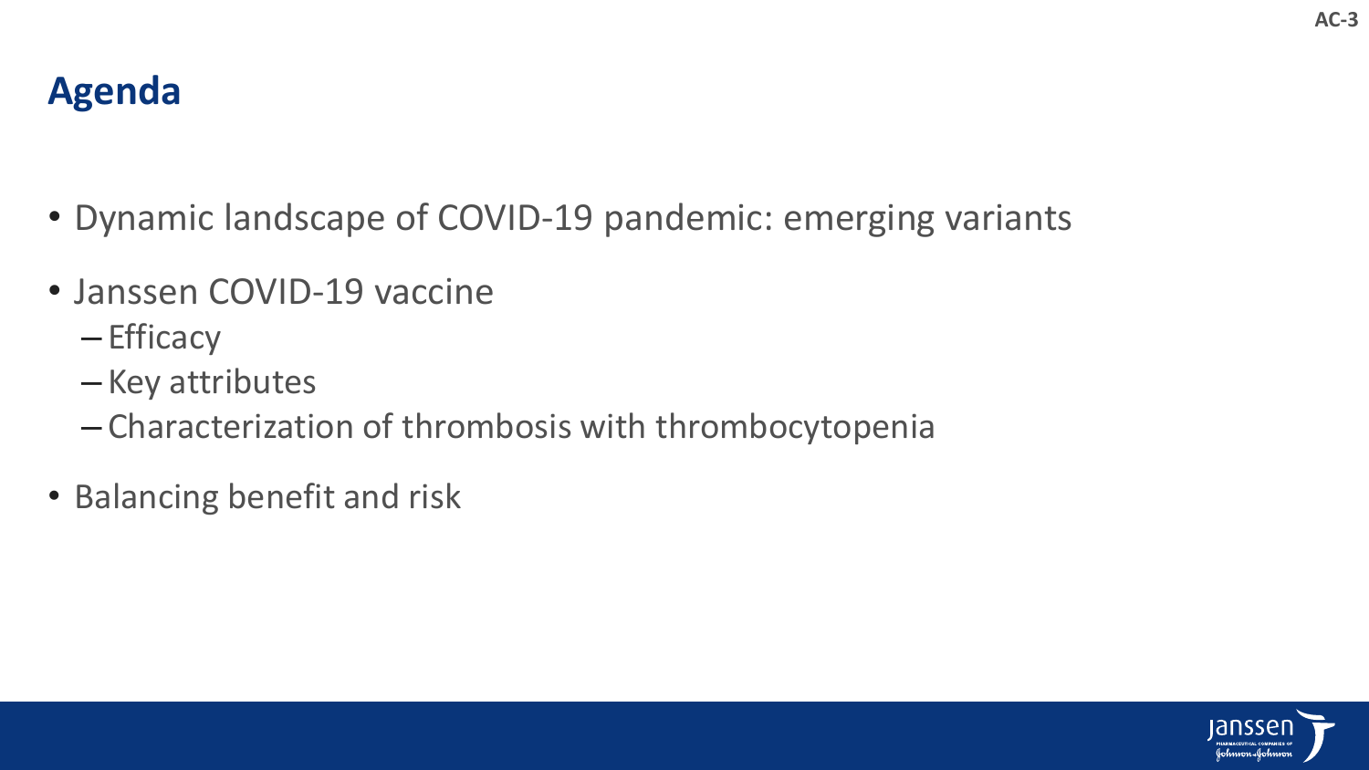# Agenda

- Dynamic landscape of COVID-19 pandemic: emerging variants
- Janssen COVID-19 vaccine
  - Efficacy
  - Key attributes
  - Characterization of thrombosis with thrombocytopenia
- Balancing benefit and risk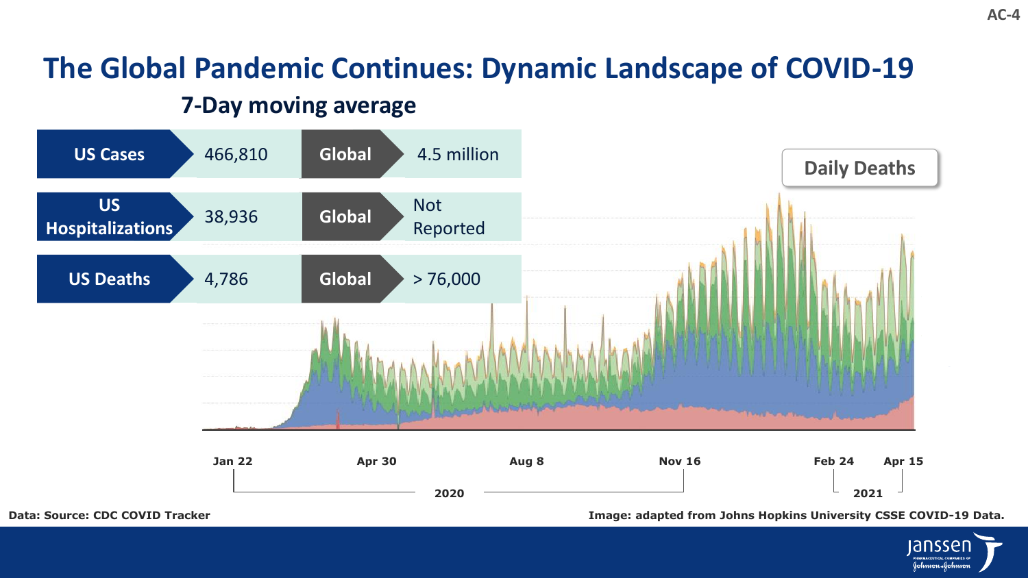# The Global Pandemic Continues: Dynamic Landscape of COVID-19

## 7-Day moving average

| | US | | Global |
|---|---|---|---|
| US Cases | 466,810 | Global | 4.5 million |
| US Hospitalizations | 38,936 | Global | Not Reported |
| US Deaths | 4,786 | Global | > 76,000 |

Daily Deaths

Jan 22 | Apr 30 | Aug 8 | Nov 16 | Feb 24 | Apr 15

2020 | 2021

Data: Source: CDC COVID Tracker

Image: adapted from Johns Hopkins University CSSE COVID-19 Data.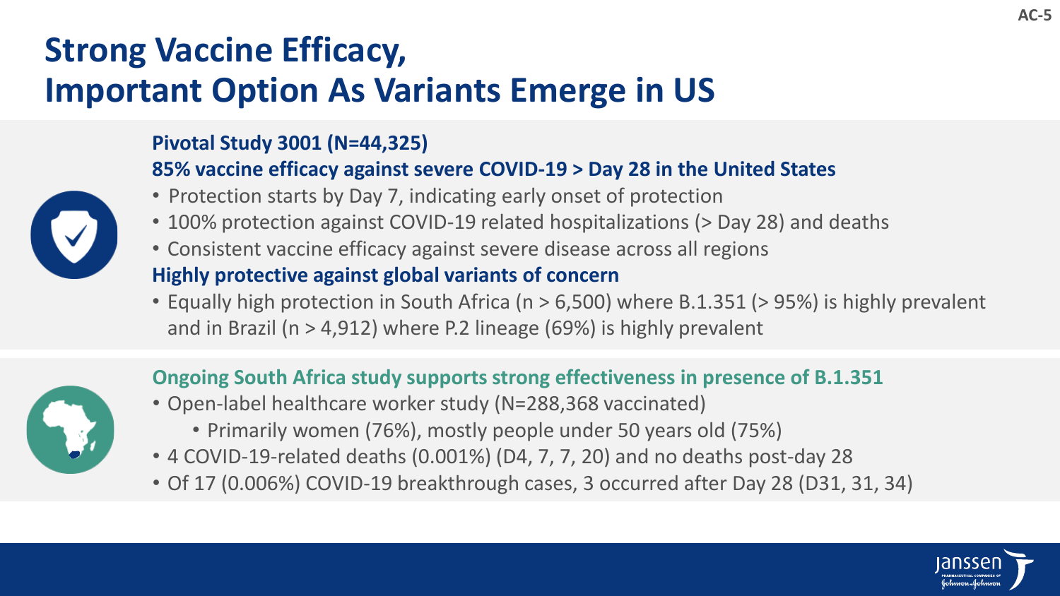# Strong Vaccine Efficacy, Important Option As Variants Emerge in US

**Pivotal Study 3001 (N=44,325)**

**85% vaccine efficacy against severe COVID-19 > Day 28 in the United States**

- Protection starts by Day 7, indicating early onset of protection
- 100% protection against COVID-19 related hospitalizations (> Day 28) and deaths
- Consistent vaccine efficacy against severe disease across all regions

**Highly protective against global variants of concern**

- Equally high protection in South Africa (n > 6,500) where B.1.351 (> 95%) is highly prevalent and in Brazil (n > 4,912) where P.2 lineage (69%) is highly prevalent

**Ongoing South Africa study supports strong effectiveness in presence of B.1.351**

- Open-label healthcare worker study (N=288,368 vaccinated)
  - Primarily women (76%), mostly people under 50 years old (75%)
- 4 COVID-19-related deaths (0.001%) (D4, 7, 7, 20) and no deaths post-day 28
- Of 17 (0.006%) COVID-19 breakthrough cases, 3 occurred after Day 28 (D31, 31, 34)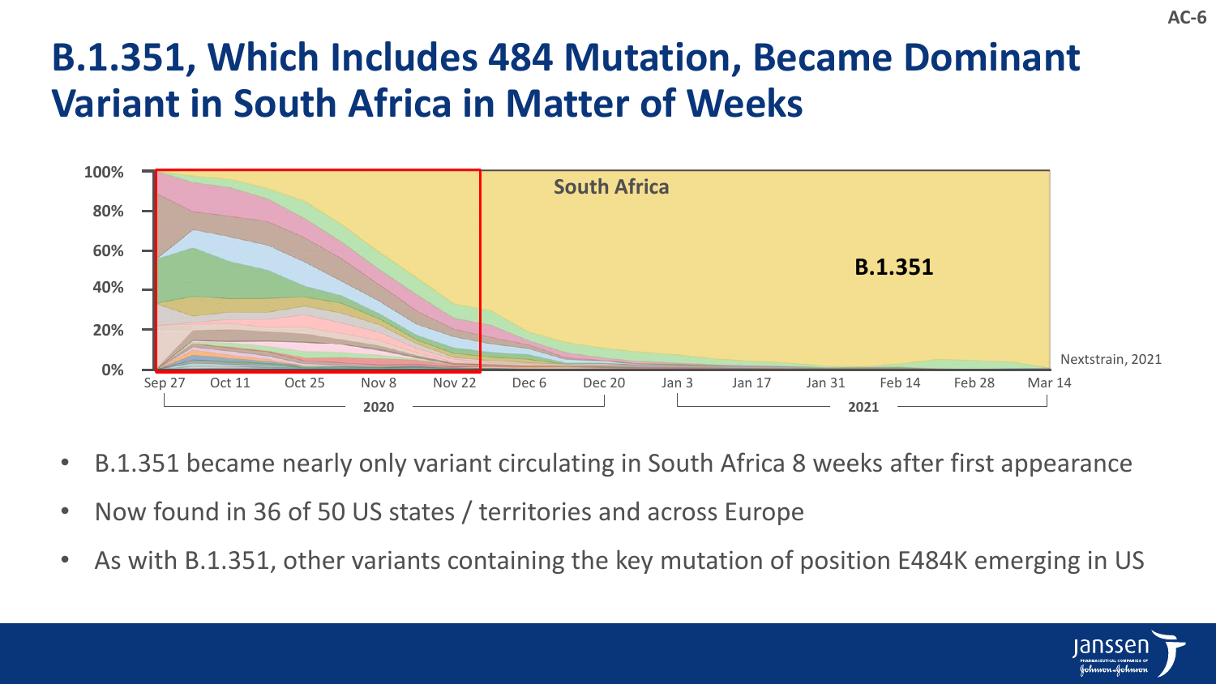# B.1.351, Which Includes 484 Mutation, Became Dominant Variant in South Africa in Matter of Weeks

South Africa

B.1.351

100%
80%
60%
40%
20%
0%

Sep 27 | Oct 11 | Oct 25 | Nov 8 | Nov 22 | Dec 6 | Dec 20 | Jan 3 | Jan 17 | Jan 31 | Feb 14 | Feb 28 | Mar 14

2020 | 2021

Nextstrain, 2021

- B.1.351 became nearly only variant circulating in South Africa 8 weeks after first appearance
- Now found in 36 of 50 US states / territories and across Europe
- As with B.1.351, other variants containing the key mutation of position E484K emerging in US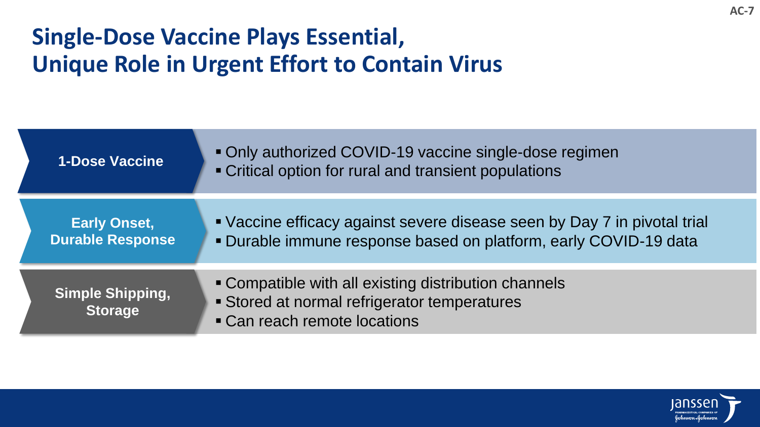# Single-Dose Vaccine Plays Essential, Unique Role in Urgent Effort to Contain Virus

## 1-Dose Vaccine

- Only authorized COVID-19 vaccine single-dose regimen
- Critical option for rural and transient populations

## Early Onset, Durable Response

- Vaccine efficacy against severe disease seen by Day 7 in pivotal trial
- Durable immune response based on platform, early COVID-19 data

## Simple Shipping, Storage

- Compatible with all existing distribution channels
- Stored at normal refrigerator temperatures
- Can reach remote locations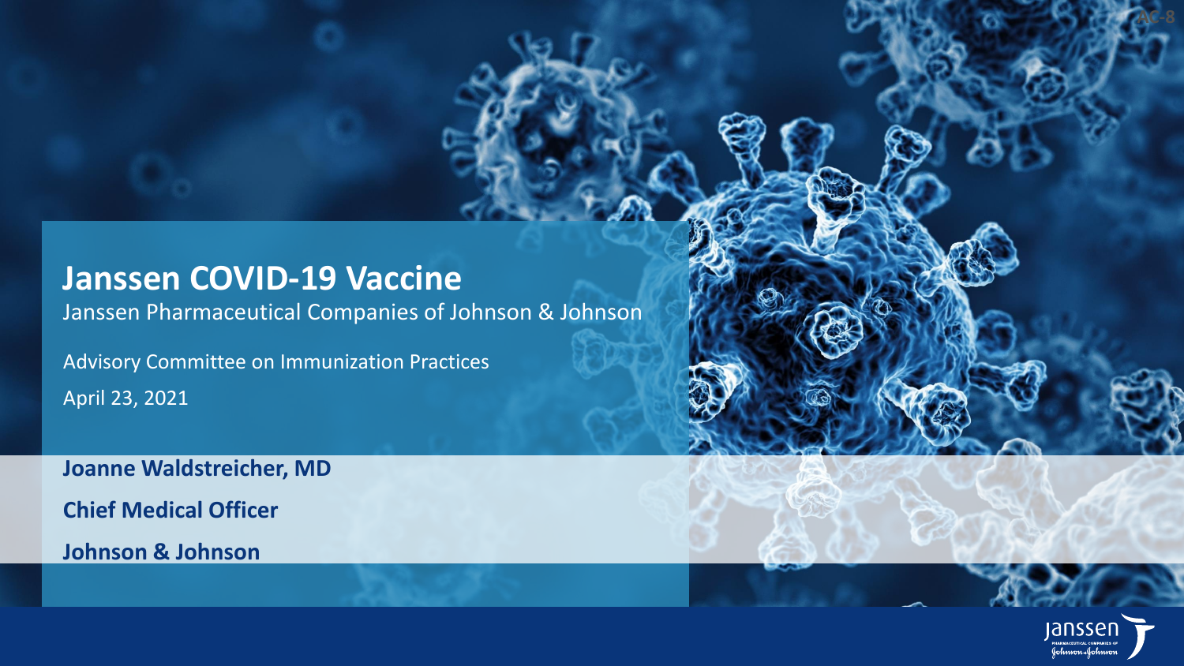# Janssen COVID-19 Vaccine

Janssen Pharmaceutical Companies of Johnson & Johnson

Advisory Committee on Immunization Practices

April 23, 2021

**Joanne Waldstreicher, MD**

**Chief Medical Officer**

**Johnson & Johnson**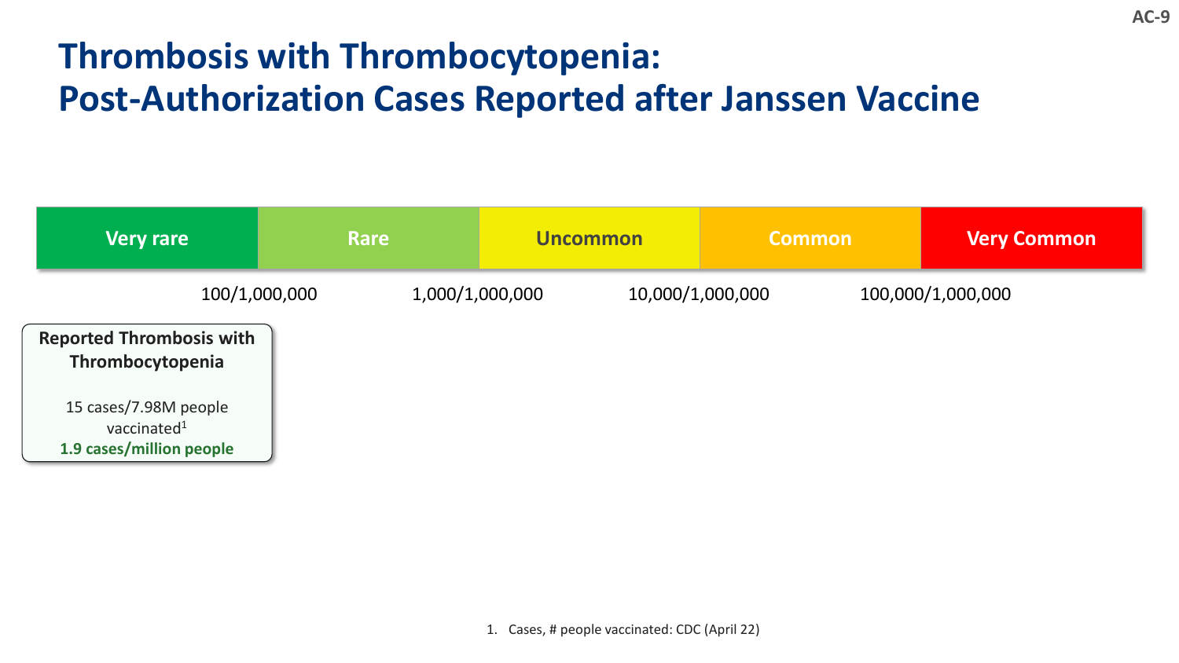# Thrombosis with Thrombocytopenia: Post-Authorization Cases Reported after Janssen Vaccine

| Very rare | Rare | Uncommon | Common | Very Common |
|---|---|---|---|---|

100/1,000,000 | 1,000/1,000,000 | 10,000/1,000,000 | 100,000/1,000,000

**Reported Thrombosis with Thrombocytopenia**

15 cases/7.98M people vaccinated[1]

**1.9 cases/million people**

1. Cases, # people vaccinated: CDC (April 22)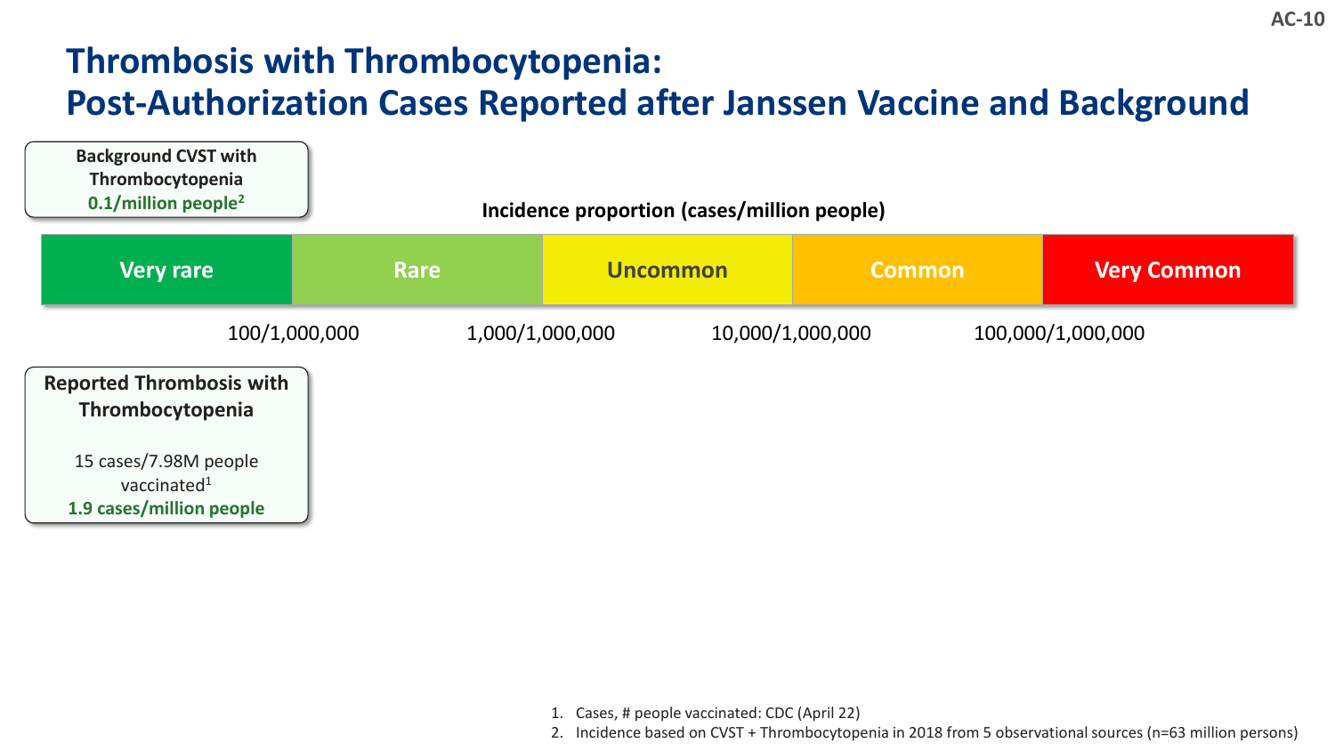# Thrombosis with Thrombocytopenia: Post-Authorization Cases Reported after Janssen Vaccine and Background

**Background CVST with Thrombocytopenia**
**0.1/million people**[2]

**Incidence proportion (cases/million people)**

| Very rare | Rare | Uncommon | Common | Very Common |
|---|---|---|---|---|

100/1,000,000 | 1,000/1,000,000 | 10,000/1,000,000 | 100,000/1,000,000

**Reported Thrombosis with Thrombocytopenia**

15 cases/7.98M people vaccinated[1]
**1.9 cases/million people**

1. Cases, # people vaccinated: CDC (April 22)
2. Incidence based on CVST + Thrombocytopenia in 2018 from 5 observational sources (n=63 million persons)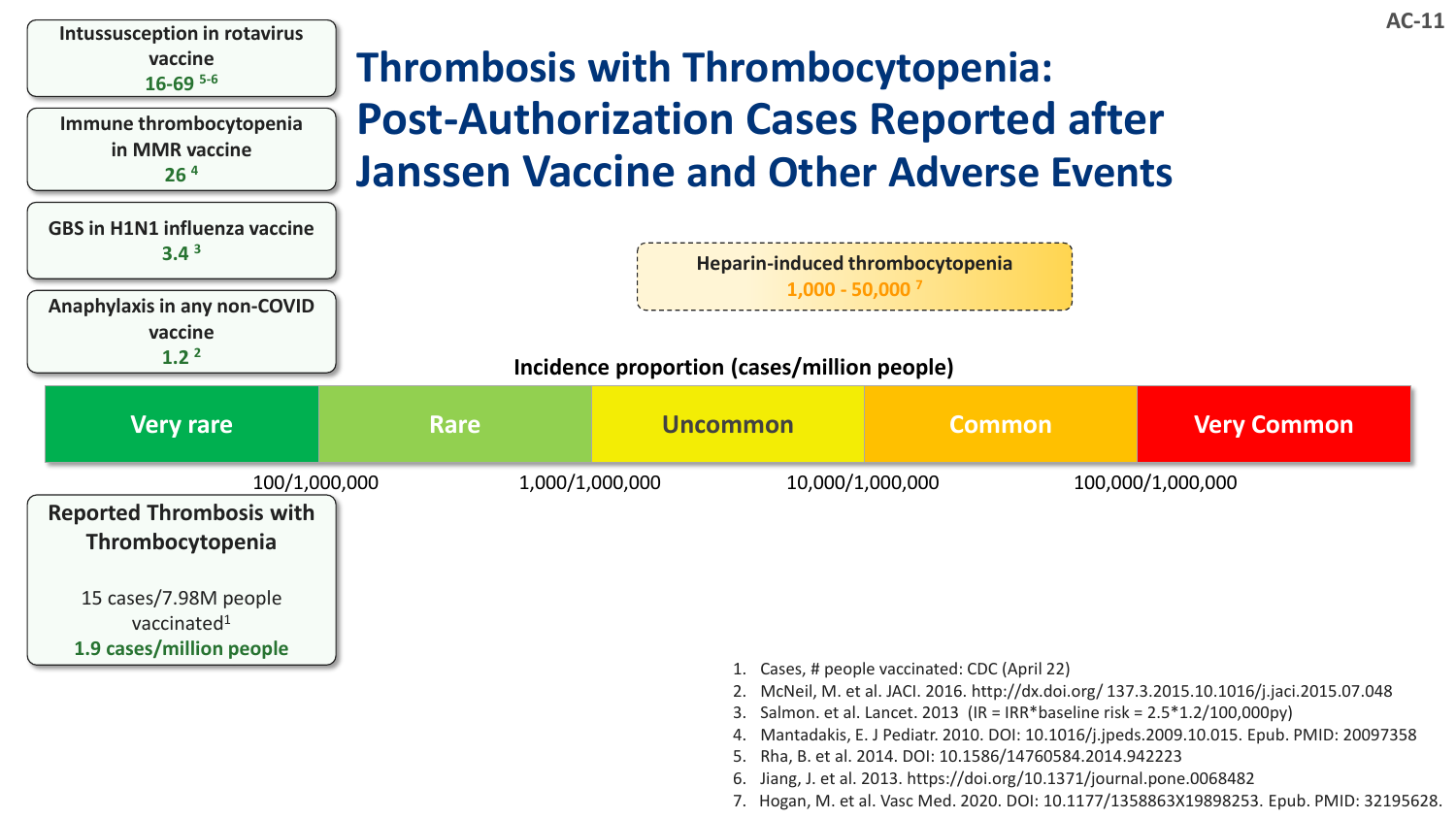# Thrombosis with Thrombocytopenia: Post-Authorization Cases Reported after Janssen Vaccine and Other Adverse Events

**Intussusception in rotavirus vaccine**
**16-69** [5-6]

**Immune thrombocytopenia in MMR vaccine**
**26** [4]

**GBS in H1N1 influenza vaccine**
**3.4** [3]

**Anaphylaxis in any non-COVID vaccine**
**1.2** [2]

**Heparin-induced thrombocytopenia**
**1,000 - 50,000** [7]

**Incidence proportion (cases/million people)**

| Very rare | Rare | Uncommon | Common | Very Common |
|---|---|---|---|---|

100/1,000,000 — 1,000/1,000,000 — 10,000/1,000,000 — 100,000/1,000,000

**Reported Thrombosis with Thrombocytopenia**

15 cases/7.98M people vaccinated[1]

**1.9 cases/million people**

1. Cases, # people vaccinated: CDC (April 22)
2. McNeil, M. et al. JACI. 2016. http://dx.doi.org/ 137.3.2015.10.1016/j.jaci.2015.07.048
3. Salmon. et al. Lancet. 2013 (IR = IRR*baseline risk = 2.5*1.2/100,000py)
4. Mantadakis, E. J Pediatr. 2010. DOI: 10.1016/j.jpeds.2009.10.015. Epub. PMID: 20097358
5. Rha, B. et al. 2014. DOI: 10.1586/14760584.2014.942223
6. Jiang, J. et al. 2013. https://doi.org/10.1371/journal.pone.0068482
7. Hogan, M. et al. Vasc Med. 2020. DOI: 10.1177/1358863X19898253. Epub. PMID: 32195628.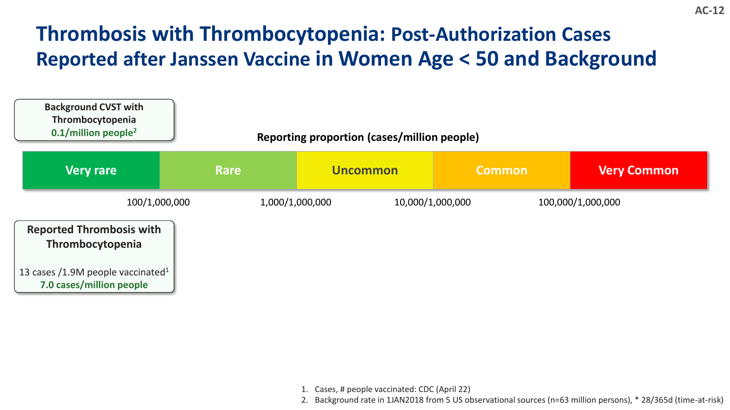# Thrombosis with Thrombocytopenia: Post-Authorization Cases Reported after Janssen Vaccine in Women Age < 50 and Background

**Background CVST with Thrombocytopenia**
**0.1/million people**[2]

**Reporting proportion (cases/million people)**

| Very rare | Rare | Uncommon | Common | Very Common |
|---|---|---|---|---|

100/1,000,000 — 1,000/1,000,000 — 10,000/1,000,000 — 100,000/1,000,000

**Reported Thrombosis with Thrombocytopenia**

13 cases /1.9M people vaccinated[1]
**7.0 cases/million people**

1. Cases, # people vaccinated: CDC (April 22)
2. Background rate in 1JAN2018 from 5 US observational sources (n=63 million persons), * 28/365d (time-at-risk)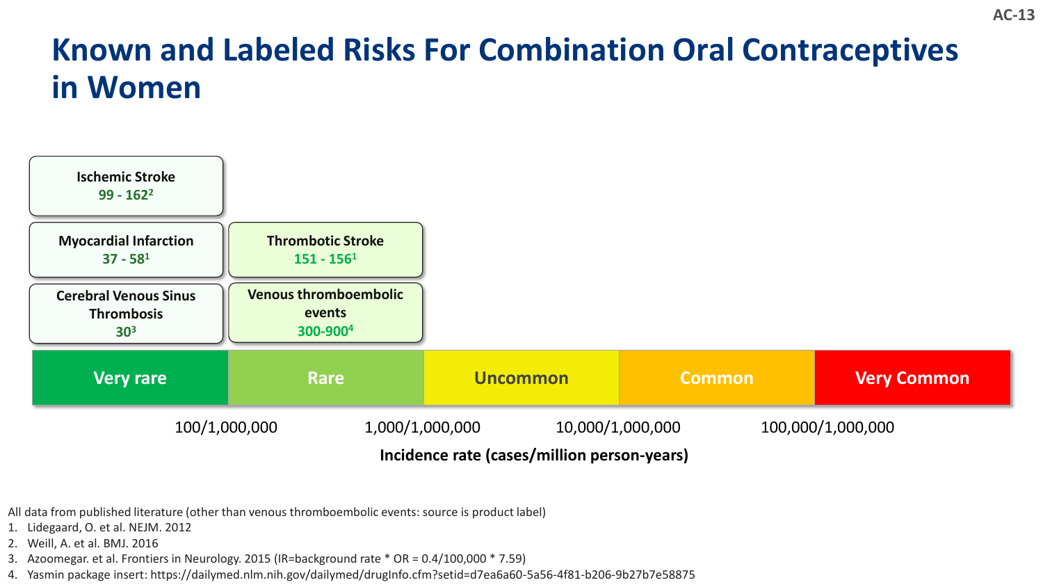# Known and Labeled Risks For Combination Oral Contraceptives in Women

| Very rare | Rare | Uncommon | Common | Very Common |
|---|---|---|---|---|
| **Ischemic Stroke** 99 - 162[2] | | | | |
| **Myocardial Infarction** 37 - 58[1] | **Thrombotic Stroke** 151 - 156[1] | | | |
| **Cerebral Venous Sinus Thrombosis** 30[3] | **Venous thromboembolic events** 300-900[4] | | | |

100/1,000,000 — 1,000/1,000,000 — 10,000/1,000,000 — 100,000/1,000,000

**Incidence rate (cases/million person-years)**

All data from published literature (other than venous thromboembolic events: source is product label)

1. Lidegaard, O. et al. NEJM. 2012
2. Weill, A. et al. BMJ. 2016
3. Azoomegar. et al. Frontiers in Neurology. 2015 (IR=background rate * OR = 0.4/100,000 * 7.59)
4. Yasmin package insert: https://dailymed.nlm.nih.gov/dailymed/drugInfo.cfm?setid=d7ea6a60-5a56-4f81-b206-9b27b7e58875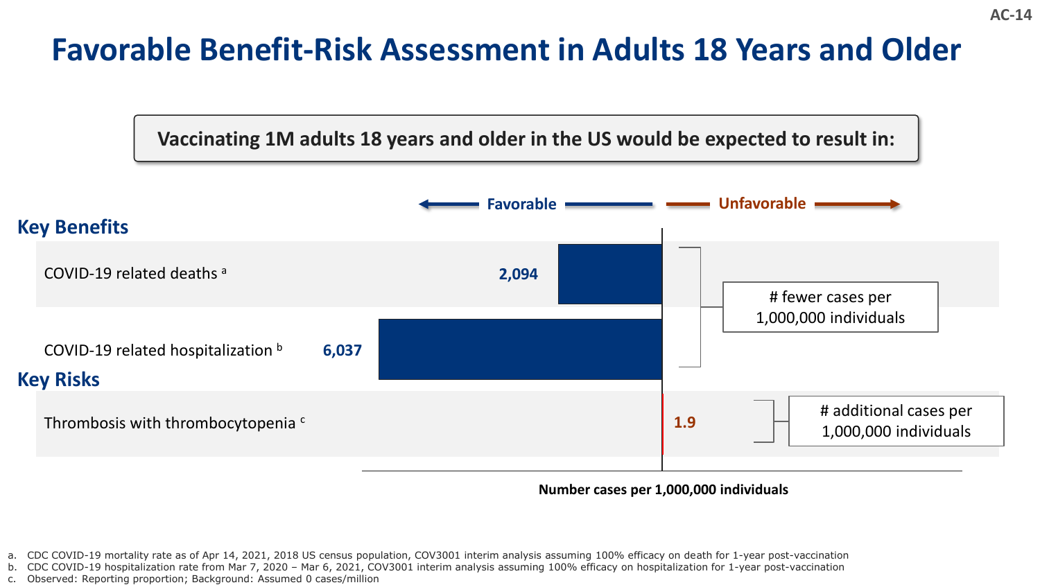# Favorable Benefit-Risk Assessment in Adults 18 Years and Older

**Vaccinating 1M adults 18 years and older in the US would be expected to result in:**

← **Favorable** | **Unfavorable** →

## Key Benefits

| | Number cases per 1,000,000 individuals |
|---|---|
| COVID-19 related deaths [a] | 2,094 |
| COVID-19 related hospitalization [b] | 6,037 |

# fewer cases per 1,000,000 individuals

## Key Risks

| | Number cases per 1,000,000 individuals |
|---|---|
| Thrombosis with thrombocytopenia [c] | 1.9 |

# additional cases per 1,000,000 individuals

**Number cases per 1,000,000 individuals**

a. CDC COVID-19 mortality rate as of Apr 14, 2021, 2018 US census population, COV3001 interim analysis assuming 100% efficacy on death for 1-year post-vaccination
b. CDC COVID-19 hospitalization rate from Mar 7, 2020 – Mar 6, 2021, COV3001 interim analysis assuming 100% efficacy on hospitalization for 1-year post-vaccination
c. Observed: Reporting proportion; Background: Assumed 0 cases/million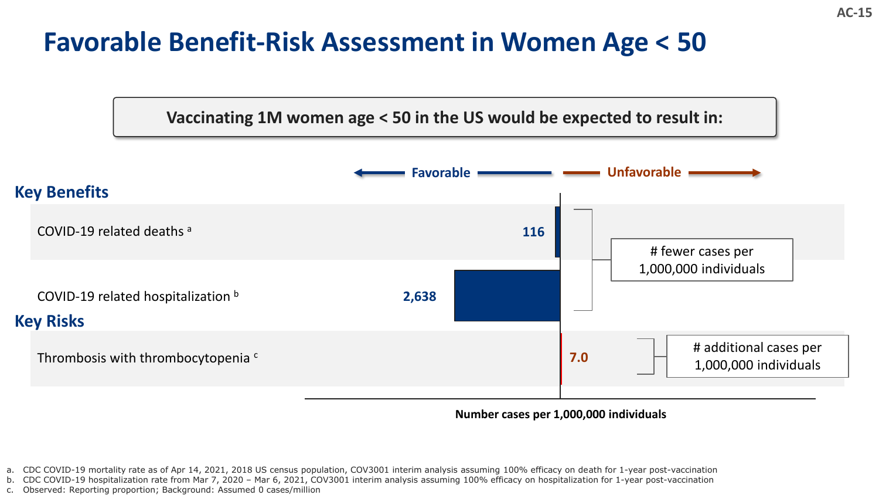# Favorable Benefit-Risk Assessment in Women Age < 50

**Vaccinating 1M women age < 50 in the US would be expected to result in:**

← **Favorable** | **Unfavorable** →

## Key Benefits

| Outcome | Number cases per 1,000,000 individuals | |
|---|---|---|
| COVID-19 related deaths [a] | 116 | # fewer cases per 1,000,000 individuals |
| COVID-19 related hospitalization [b] | 2,638 | # fewer cases per 1,000,000 individuals |

## Key Risks

| Outcome | Number cases per 1,000,000 individuals | |
|---|---|---|
| Thrombosis with thrombocytopenia [c] | 7.0 | # additional cases per 1,000,000 individuals |

**Number cases per 1,000,000 individuals**

a. CDC COVID-19 mortality rate as of Apr 14, 2021, 2018 US census population, COV3001 interim analysis assuming 100% efficacy on death for 1-year post-vaccination
b. CDC COVID-19 hospitalization rate from Mar 7, 2020 – Mar 6, 2021, COV3001 interim analysis assuming 100% efficacy on hospitalization for 1-year post-vaccination
c. Observed: Reporting proportion; Background: Assumed 0 cases/million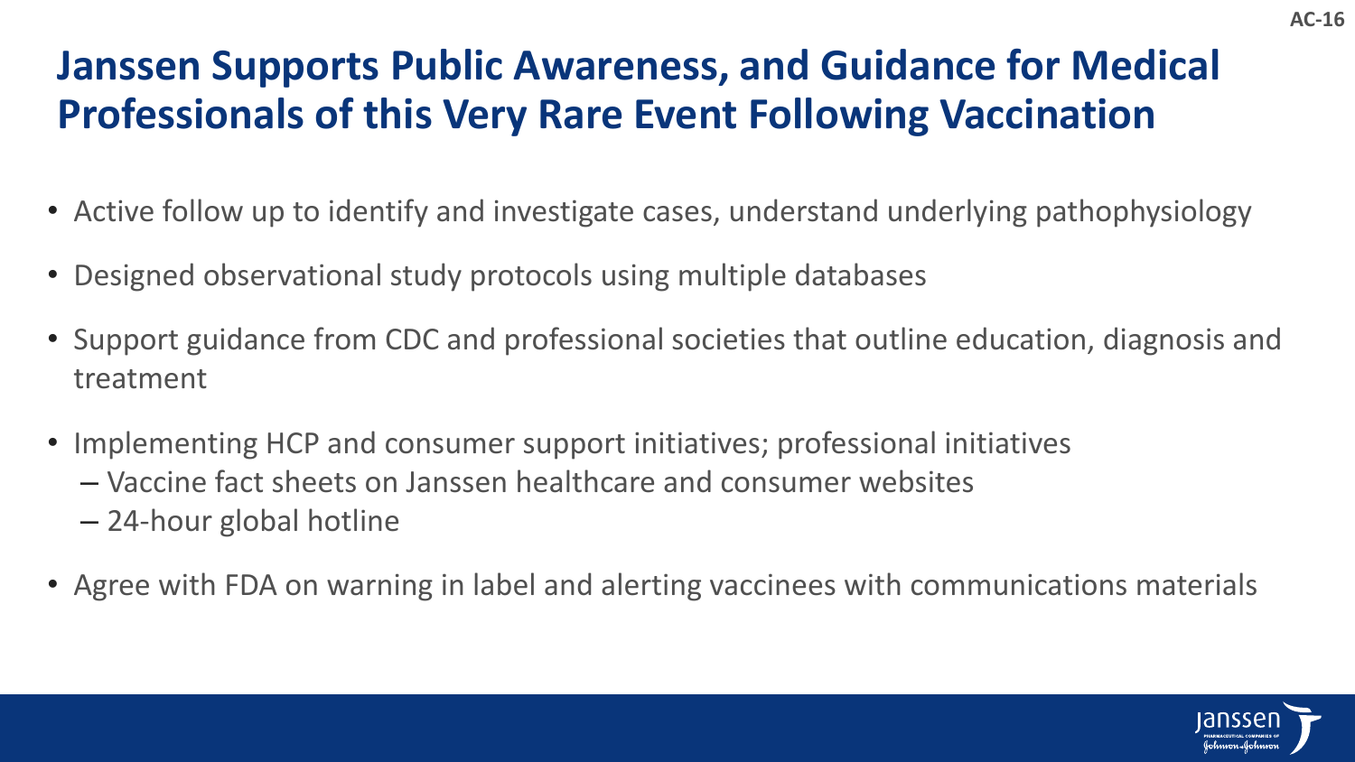# Janssen Supports Public Awareness, and Guidance for Medical Professionals of this Very Rare Event Following Vaccination

- Active follow up to identify and investigate cases, understand underlying pathophysiology
- Designed observational study protocols using multiple databases
- Support guidance from CDC and professional societies that outline education, diagnosis and treatment
- Implementing HCP and consumer support initiatives; professional initiatives
  - Vaccine fact sheets on Janssen healthcare and consumer websites
  - 24-hour global hotline
- Agree with FDA on warning in label and alerting vaccinees with communications materials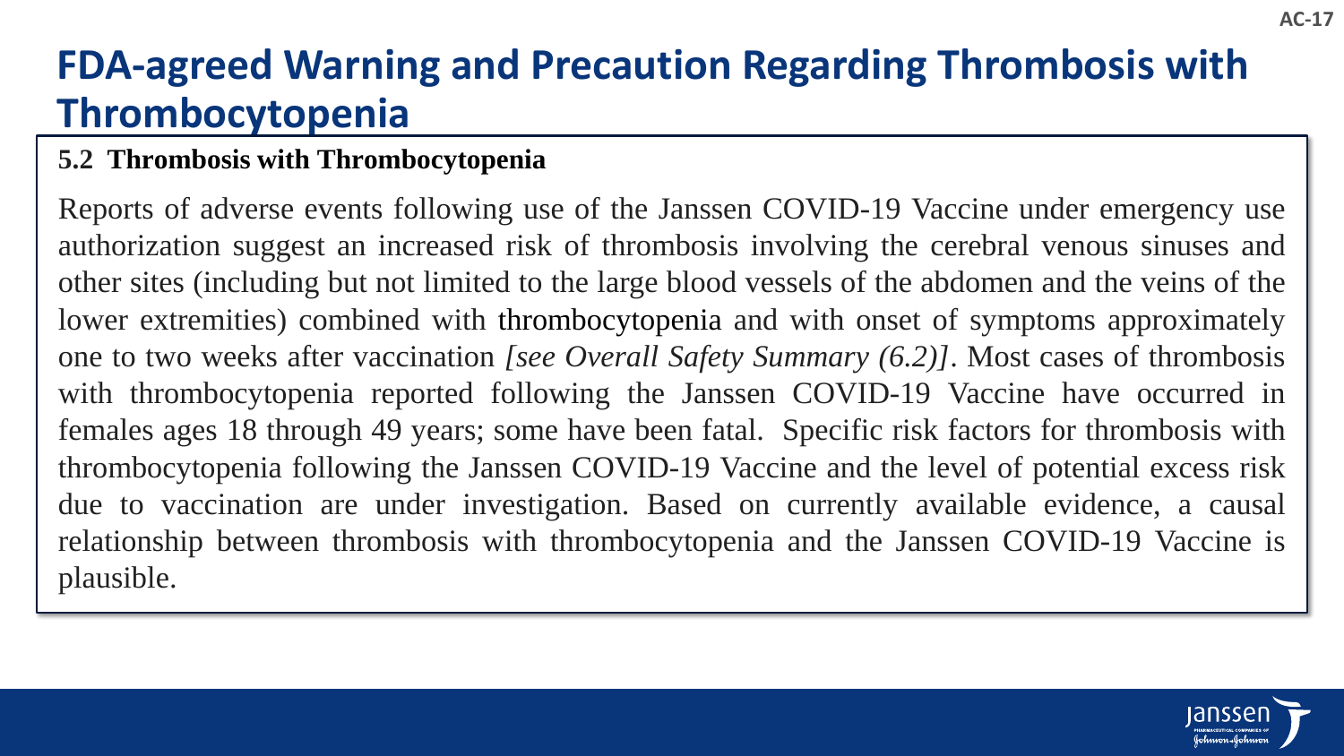# FDA-agreed Warning and Precaution Regarding Thrombosis with Thrombocytopenia

**5.2 Thrombosis with Thrombocytopenia**

Reports of adverse events following use of the Janssen COVID-19 Vaccine under emergency use authorization suggest an increased risk of thrombosis involving the cerebral venous sinuses and other sites (including but not limited to the large blood vessels of the abdomen and the veins of the lower extremities) combined with thrombocytopenia and with onset of symptoms approximately one to two weeks after vaccination *[see Overall Safety Summary (6.2)]*. Most cases of thrombosis with thrombocytopenia reported following the Janssen COVID-19 Vaccine have occurred in females ages 18 through 49 years; some have been fatal. Specific risk factors for thrombosis with thrombocytopenia following the Janssen COVID-19 Vaccine and the level of potential excess risk due to vaccination are under investigation. Based on currently available evidence, a causal relationship between thrombosis with thrombocytopenia and the Janssen COVID-19 Vaccine is plausible.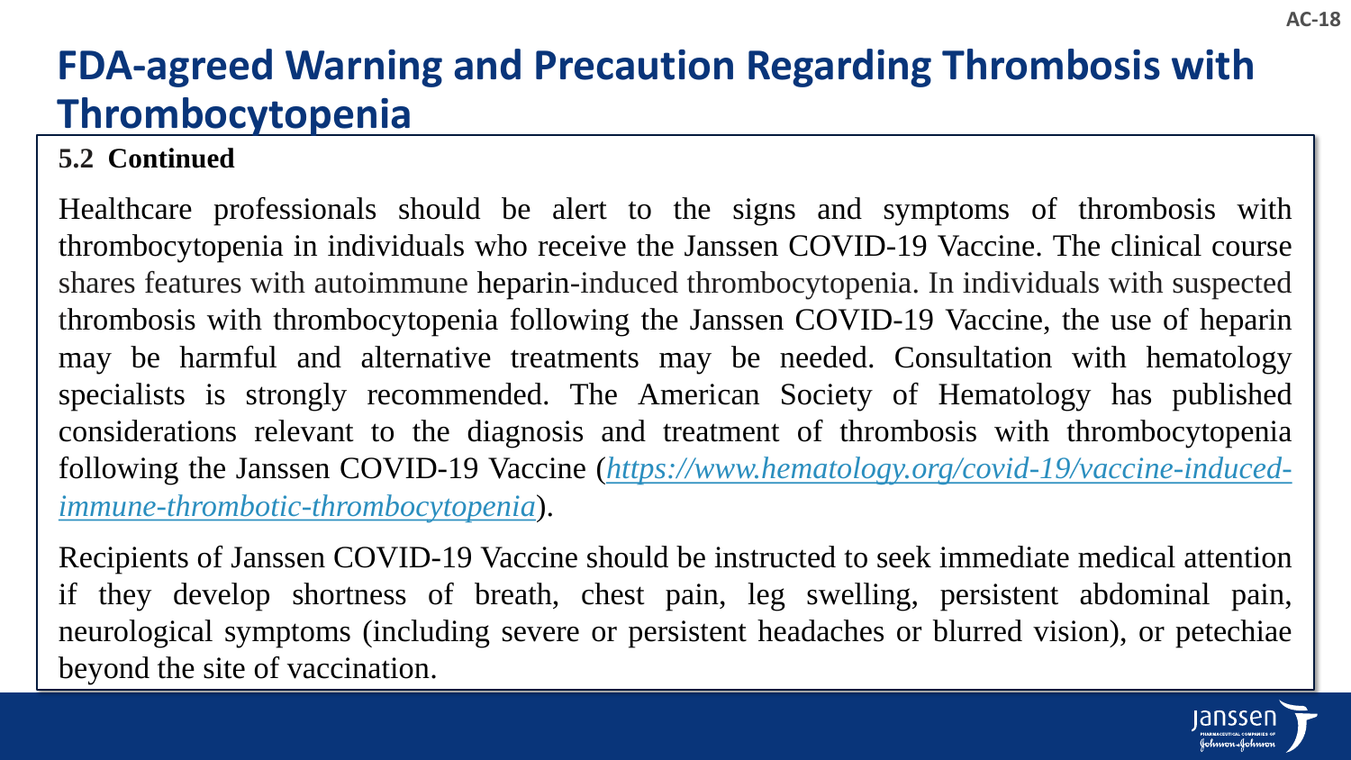# FDA-agreed Warning and Precaution Regarding Thrombosis with Thrombocytopenia

**5.2 Continued**

Healthcare professionals should be alert to the signs and symptoms of thrombosis with thrombocytopenia in individuals who receive the Janssen COVID-19 Vaccine. The clinical course shares features with autoimmune heparin-induced thrombocytopenia. In individuals with suspected thrombosis with thrombocytopenia following the Janssen COVID-19 Vaccine, the use of heparin may be harmful and alternative treatments may be needed. Consultation with hematology specialists is strongly recommended. The American Society of Hematology has published considerations relevant to the diagnosis and treatment of thrombosis with thrombocytopenia following the Janssen COVID-19 Vaccine (*https://www.hematology.org/covid-19/vaccine-induced-immune-thrombotic-thrombocytopenia*).

Recipients of Janssen COVID-19 Vaccine should be instructed to seek immediate medical attention if they develop shortness of breath, chest pain, leg swelling, persistent abdominal pain, neurological symptoms (including severe or persistent headaches or blurred vision), or petechiae beyond the site of vaccination.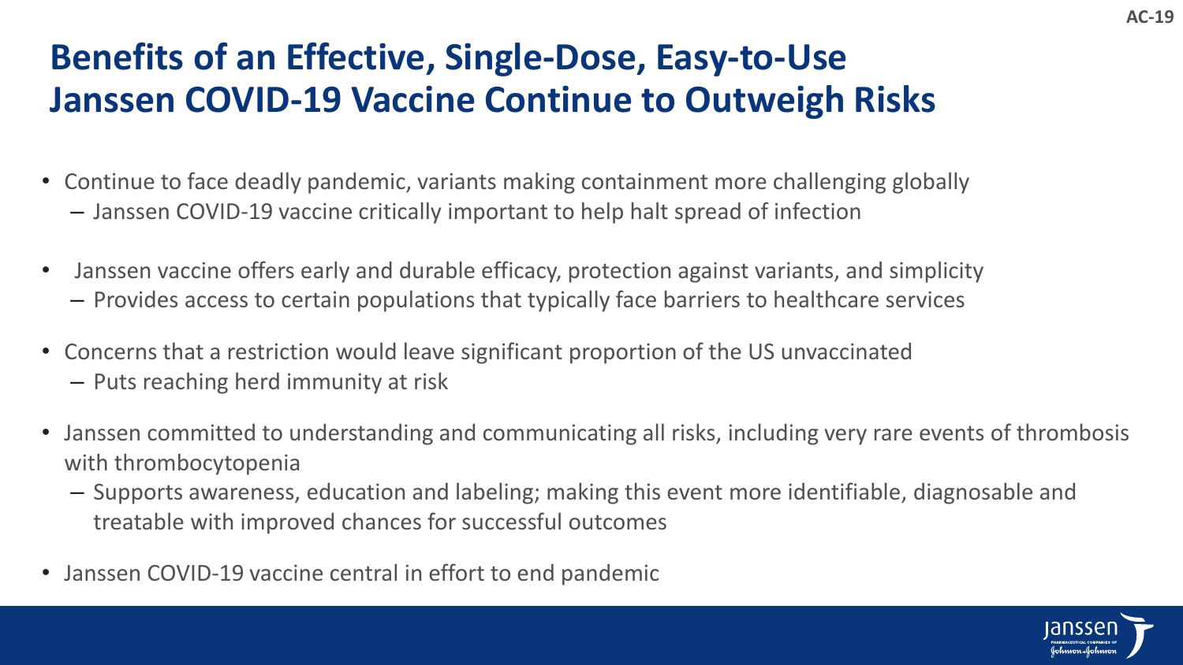# Benefits of an Effective, Single-Dose, Easy-to-Use Janssen COVID-19 Vaccine Continue to Outweigh Risks

- Continue to face deadly pandemic, variants making containment more challenging globally
  - Janssen COVID-19 vaccine critically important to help halt spread of infection
- Janssen vaccine offers early and durable efficacy, protection against variants, and simplicity
  - Provides access to certain populations that typically face barriers to healthcare services
- Concerns that a restriction would leave significant proportion of the US unvaccinated
  - Puts reaching herd immunity at risk
- Janssen committed to understanding and communicating all risks, including very rare events of thrombosis with thrombocytopenia
  - Supports awareness, education and labeling; making this event more identifiable, diagnosable and treatable with improved chances for successful outcomes
- Janssen COVID-19 vaccine central in effort to end pandemic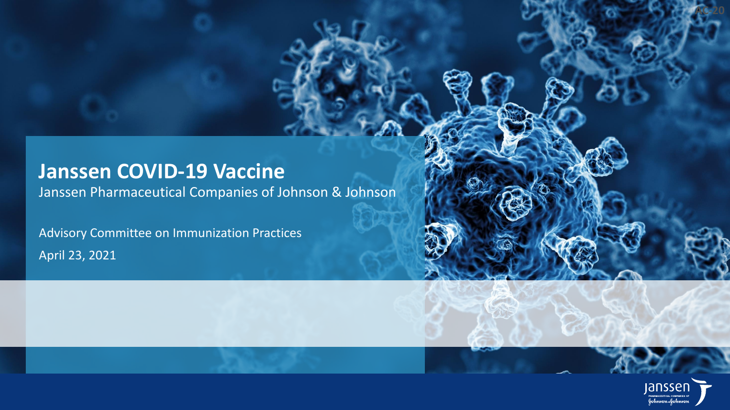# Janssen COVID-19 Vaccine

Janssen Pharmaceutical Companies of Johnson & Johnson

Advisory Committee on Immunization Practices

April 23, 2021